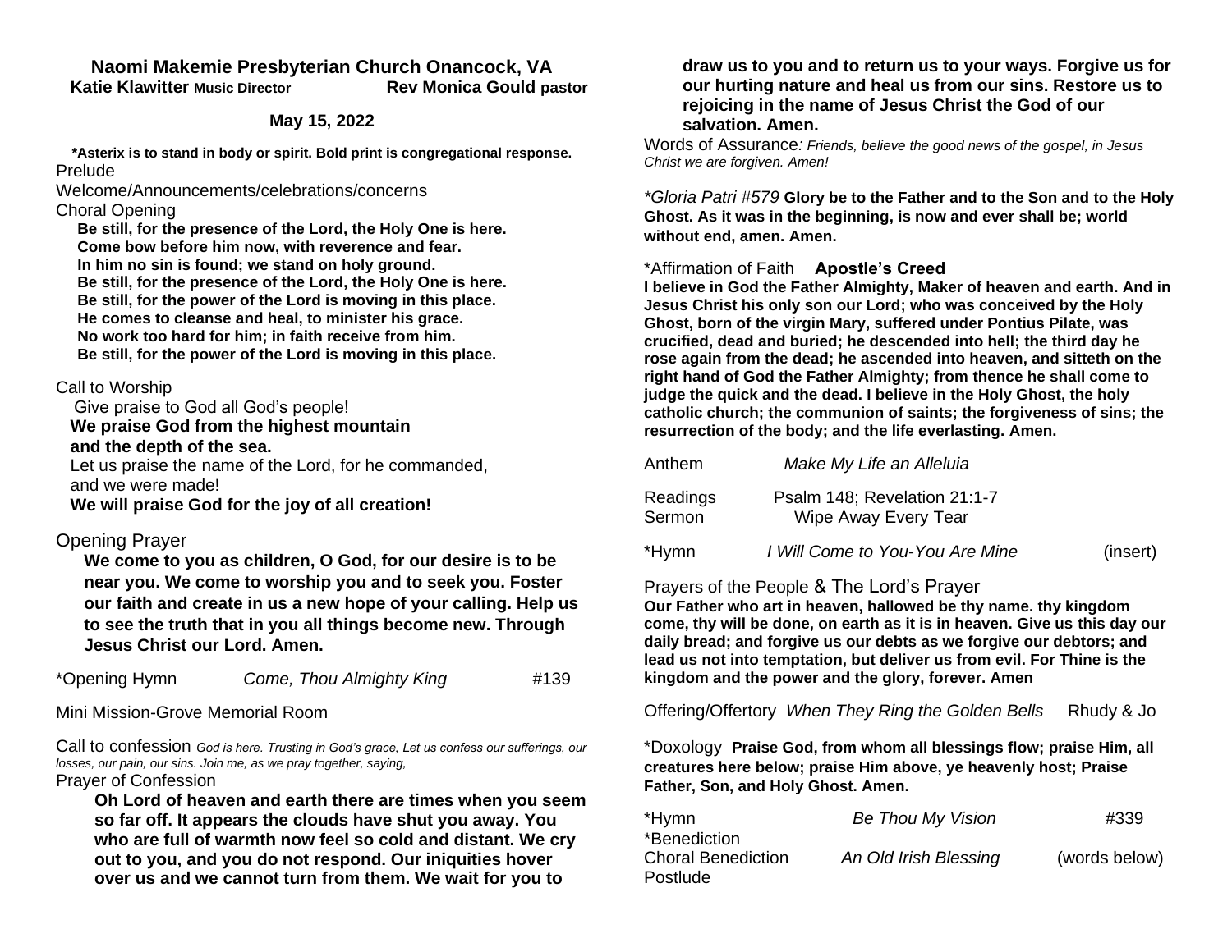# Naomi Makemie Presbyterian Church Onancock, VA

**Katie Klawitter Music Director** **Rev Monica Gould pastor**

**May 15, 2022**

**\*Asterix is to stand in body or spirit. Bold print is congregational response.**

Prelude

Welcome/Announcements/celebrations/concerns

Choral Opening

**Be still, for the presence of the Lord, the Holy One is here.**
**Come bow before him now, with reverence and fear.**
**In him no sin is found; we stand on holy ground.**
**Be still, for the presence of the Lord, the Holy One is here.**
**Be still, for the power of the Lord is moving in this place.**
**He comes to cleanse and heal, to minister his grace.**
**No work too hard for him; in faith receive from him.**
**Be still, for the power of the Lord is moving in this place.**

Call to Worship

Give praise to God all God's people!
**We praise God from the highest mountain**
**and the depth of the sea.**
Let us praise the name of the Lord, for he commanded,
and we were made!
**We will praise God for the joy of all creation!**

Opening Prayer

**We come to you as children, O God, for our desire is to be near you. We come to worship you and to seek you. Foster our faith and create in us a new hope of your calling. Help us to see the truth that in you all things become new. Through Jesus Christ our Lord. Amen.**

*Opening Hymn *Come, Thou Almighty King* #139

Mini Mission-Grove Memorial Room

Call to confession *God is here. Trusting in God's grace, Let us confess our sufferings, our losses, our pain, our sins. Join me, as we pray together, saying,*

Prayer of Confession

**Oh Lord of heaven and earth there are times when you seem so far off. It appears the clouds have shut you away. You who are full of warmth now feel so cold and distant. We cry out to you, and you do not respond. Our iniquities hover over us and we cannot turn from them. We wait for you to draw us to you and to return us to your ways. Forgive us for our hurting nature and heal us from our sins. Restore us to rejoicing in the name of Jesus Christ the God of our salvation. Amen.**

Words of Assurance*: Friends, believe the good news of the gospel, in Jesus Christ we are forgiven. Amen!*

**Gloria Patri #579* **Glory be to the Father and to the Son and to the Holy Ghost. As it was in the beginning, is now and ever shall be; world without end, amen. Amen.**

*Affirmation of Faith **Apostle's Creed**

**I believe in God the Father Almighty, Maker of heaven and earth. And in Jesus Christ his only son our Lord; who was conceived by the Holy Ghost, born of the virgin Mary, suffered under Pontius Pilate, was crucified, dead and buried; he descended into hell; the third day he rose again from the dead; he ascended into heaven, and sitteth on the right hand of God the Father Almighty; from thence he shall come to judge the quick and the dead. I believe in the Holy Ghost, the holy catholic church; the communion of saints; the forgiveness of sins; the resurrection of the body; and the life everlasting. Amen.**

Anthem *Make My Life an Alleluia*

Readings Psalm 148; Revelation 21:1-7

Sermon Wipe Away Every Tear

*Hymn *I Will Come to You-You Are Mine* (insert)

Prayers of the People & The Lord's Prayer

**Our Father who art in heaven, hallowed be thy name. thy kingdom come, thy will be done, on earth as it is in heaven. Give us this day our daily bread; and forgive us our debts as we forgive our debtors; and lead us not into temptation, but deliver us from evil. For Thine is the kingdom and the power and the glory, forever. Amen**

Offering/Offertory *When They Ring the Golden Bells* Rhudy & Jo

*Doxology **Praise God, from whom all blessings flow; praise Him, all creatures here below; praise Him above, ye heavenly host; Praise Father, Son, and Holy Ghost. Amen.**

*Hymn *Be Thou My Vision* #339

*Benediction

Choral Benediction *An Old Irish Blessing* (words below)

Postlude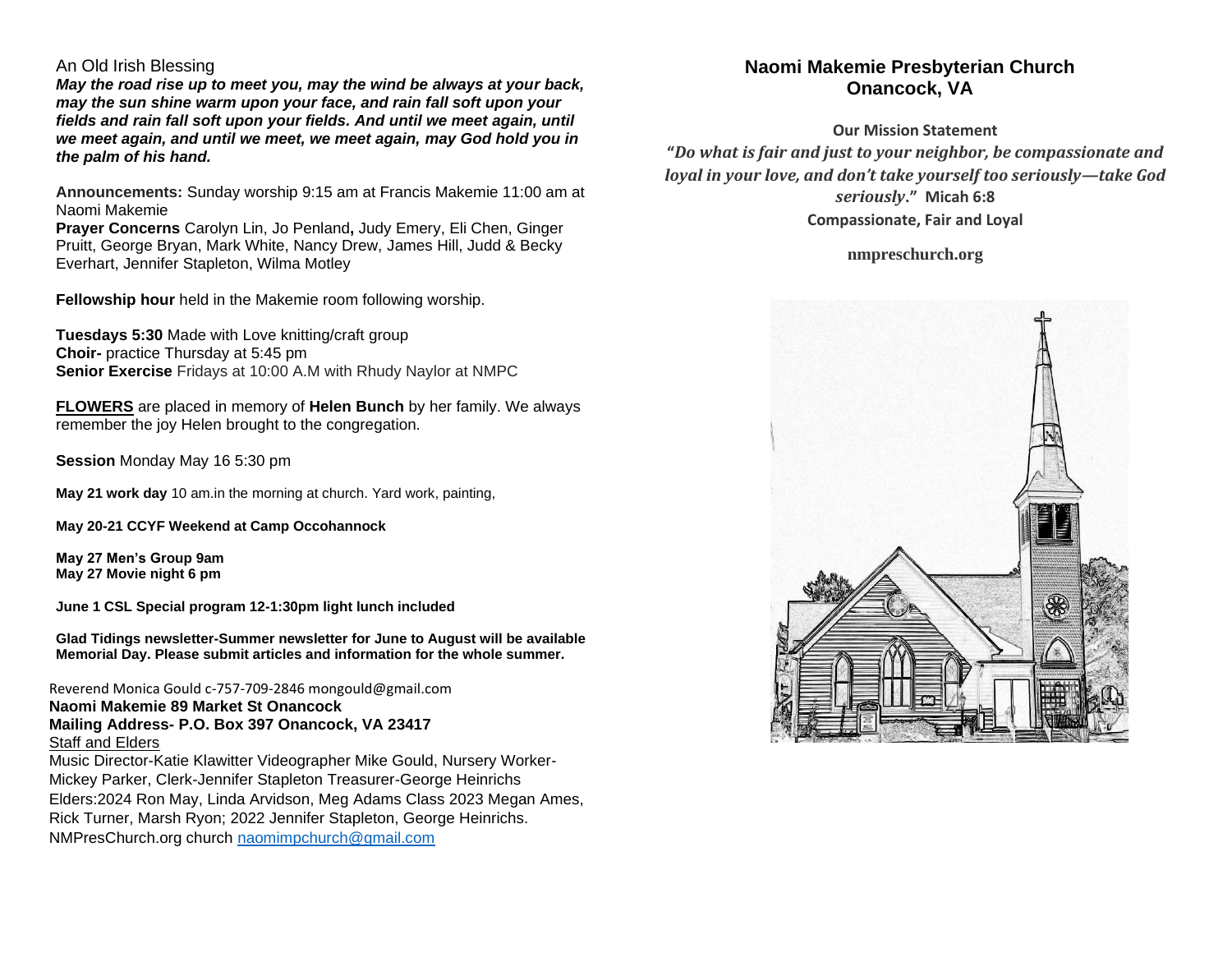An Old Irish Blessing

***May the road rise up to meet you, may the wind be always at your back, may the sun shine warm upon your face, and rain fall soft upon your fields and rain fall soft upon your fields. And until we meet again, until we meet again, and until we meet, we meet again, may God hold you in the palm of his hand.***

**Announcements:** Sunday worship 9:15 am at Francis Makemie 11:00 am at Naomi Makemie

**Prayer Concerns** Carolyn Lin, Jo Penland**,** Judy Emery, Eli Chen, Ginger Pruitt, George Bryan, Mark White, Nancy Drew, James Hill, Judd & Becky Everhart, Jennifer Stapleton, Wilma Motley

**Fellowship hour** held in the Makemie room following worship.

**Tuesdays 5:30** Made with Love knitting/craft group
**Choir-** practice Thursday at 5:45 pm
**Senior Exercise** Fridays at 10:00 A.M with Rhudy Naylor at NMPC

**FLOWERS** are placed in memory of **Helen Bunch** by her family. We always remember the joy Helen brought to the congregation.

**Session** Monday May 16 5:30 pm

**May 21 work day** 10 am.in the morning at church. Yard work, painting,

**May 20-21 CCYF Weekend at Camp Occohannock**

**May 27 Men's Group 9am**
**May 27 Movie night 6 pm**

**June 1 CSL Special program 12-1:30pm light lunch included**

**Glad Tidings newsletter-Summer newsletter for June to August will be available Memorial Day. Please submit articles and information for the whole summer.**

Reverend Monica Gould c-757-709-2846 mongould@gmail.com
**Naomi Makemie 89 Market St Onancock**
**Mailing Address- P.O. Box 397 Onancock, VA 23417**
Staff and Elders
Music Director-Katie Klawitter Videographer Mike Gould, Nursery Worker-Mickey Parker, Clerk-Jennifer Stapleton Treasurer-George Heinrichs
Elders:2024 Ron May, Linda Arvidson, Meg Adams Class 2023 Megan Ames, Rick Turner, Marsh Ryon; 2022 Jennifer Stapleton, George Heinrichs.
NMPresChurch.org church naomimpchurch@gmail.com

## Naomi Makemie Presbyterian Church
## Onancock, VA

**Our Mission Statement**

***"Do what is fair and just to your neighbor, be compassionate and loyal in your love, and don't take yourself too seriously—take God seriously."*** **Micah 6:8**

**Compassionate, Fair and Loyal**

**nmpreschurch.org**